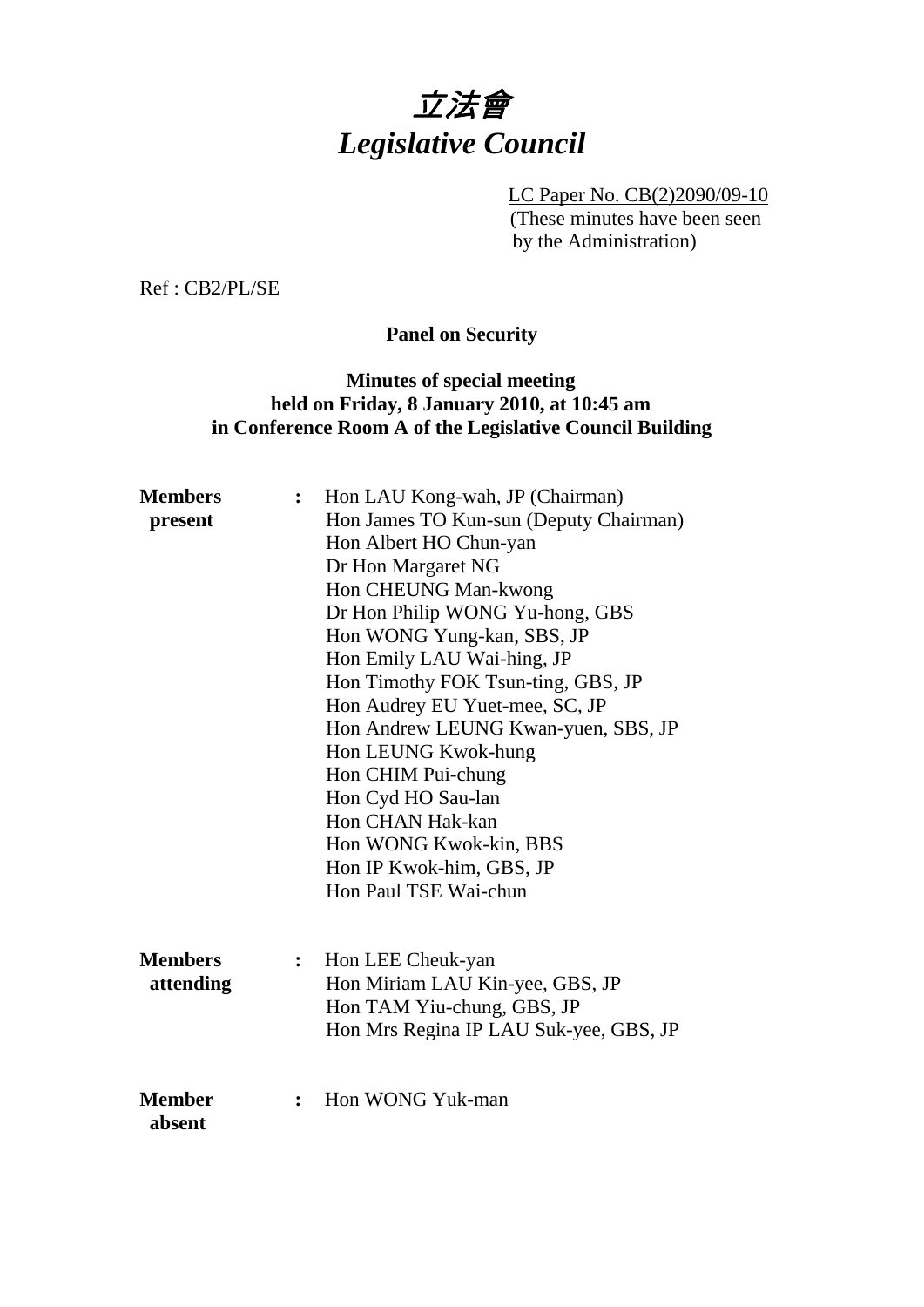# *立法會*
# *Legislative Council*

LC Paper No. CB(2)2090/09-10
(These minutes have been seen by the Administration)

Ref : CB2/PL/SE

**Panel on Security**

**Minutes of special meeting held on Friday, 8 January 2010, at 10:45 am in Conference Room A of the Legislative Council Building**

| | | |
|---|---|---|
| **Members present** | : | Hon LAU Kong-wah, JP (Chairman)<br>Hon James TO Kun-sun (Deputy Chairman)<br>Hon Albert HO Chun-yan<br>Dr Hon Margaret NG<br>Hon CHEUNG Man-kwong<br>Dr Hon Philip WONG Yu-hong, GBS<br>Hon WONG Yung-kan, SBS, JP<br>Hon Emily LAU Wai-hing, JP<br>Hon Timothy FOK Tsun-ting, GBS, JP<br>Hon Audrey EU Yuet-mee, SC, JP<br>Hon Andrew LEUNG Kwan-yuen, SBS, JP<br>Hon LEUNG Kwok-hung<br>Hon CHIM Pui-chung<br>Hon Cyd HO Sau-lan<br>Hon CHAN Hak-kan<br>Hon WONG Kwok-kin, BBS<br>Hon IP Kwok-him, GBS, JP<br>Hon Paul TSE Wai-chun |
| **Members attending** | : | Hon LEE Cheuk-yan<br>Hon Miriam LAU Kin-yee, GBS, JP<br>Hon TAM Yiu-chung, GBS, JP<br>Hon Mrs Regina IP LAU Suk-yee, GBS, JP |
| **Member absent** | : | Hon WONG Yuk-man |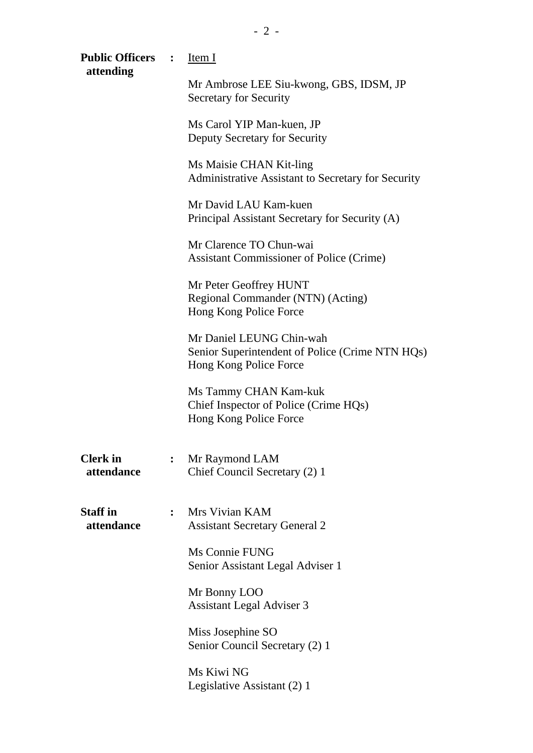**Public Officers attending** : <u>Item I</u>

Mr Ambrose LEE Siu-kwong, GBS, IDSM, JP
Secretary for Security

Ms Carol YIP Man-kuen, JP
Deputy Secretary for Security

Ms Maisie CHAN Kit-ling
Administrative Assistant to Secretary for Security

Mr David LAU Kam-kuen
Principal Assistant Secretary for Security (A)

Mr Clarence TO Chun-wai
Assistant Commissioner of Police (Crime)

Mr Peter Geoffrey HUNT
Regional Commander (NTN) (Acting)
Hong Kong Police Force

Mr Daniel LEUNG Chin-wah
Senior Superintendent of Police (Crime NTN HQs)
Hong Kong Police Force

Ms Tammy CHAN Kam-kuk
Chief Inspector of Police (Crime HQs)
Hong Kong Police Force

**Clerk in attendance** : Mr Raymond LAM
Chief Council Secretary (2) 1

**Staff in attendance** : Mrs Vivian KAM
Assistant Secretary General 2

Ms Connie FUNG
Senior Assistant Legal Adviser 1

Mr Bonny LOO
Assistant Legal Adviser 3

Miss Josephine SO
Senior Council Secretary (2) 1

Ms Kiwi NG
Legislative Assistant (2) 1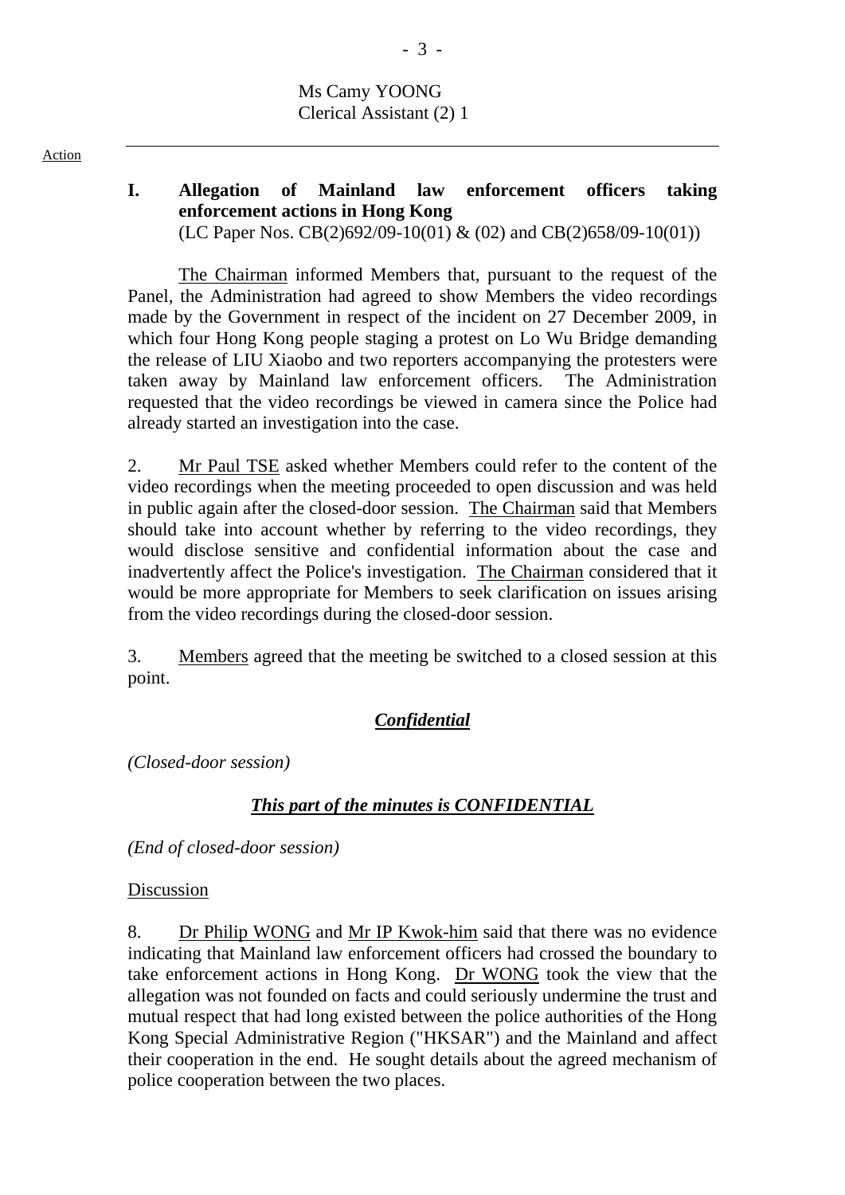Ms Camy YOONG
Clerical Assistant (2) 1

Action

**I. Allegation of Mainland law enforcement officers taking enforcement actions in Hong Kong**
(LC Paper Nos. CB(2)692/09-10(01) & (02) and CB(2)658/09-10(01))

The Chairman informed Members that, pursuant to the request of the Panel, the Administration had agreed to show Members the video recordings made by the Government in respect of the incident on 27 December 2009, in which four Hong Kong people staging a protest on Lo Wu Bridge demanding the release of LIU Xiaobo and two reporters accompanying the protesters were taken away by Mainland law enforcement officers. The Administration requested that the video recordings be viewed in camera since the Police had already started an investigation into the case.

2. Mr Paul TSE asked whether Members could refer to the content of the video recordings when the meeting proceeded to open discussion and was held in public again after the closed-door session. The Chairman said that Members should take into account whether by referring to the video recordings, they would disclose sensitive and confidential information about the case and inadvertently affect the Police's investigation. The Chairman considered that it would be more appropriate for Members to seek clarification on issues arising from the video recordings during the closed-door session.

3. Members agreed that the meeting be switched to a closed session at this point.

***Confidential***

*(Closed-door session)*

***This part of the minutes is CONFIDENTIAL***

*(End of closed-door session)*

Discussion

8. Dr Philip WONG and Mr IP Kwok-him said that there was no evidence indicating that Mainland law enforcement officers had crossed the boundary to take enforcement actions in Hong Kong. Dr WONG took the view that the allegation was not founded on facts and could seriously undermine the trust and mutual respect that had long existed between the police authorities of the Hong Kong Special Administrative Region ("HKSAR") and the Mainland and affect their cooperation in the end. He sought details about the agreed mechanism of police cooperation between the two places.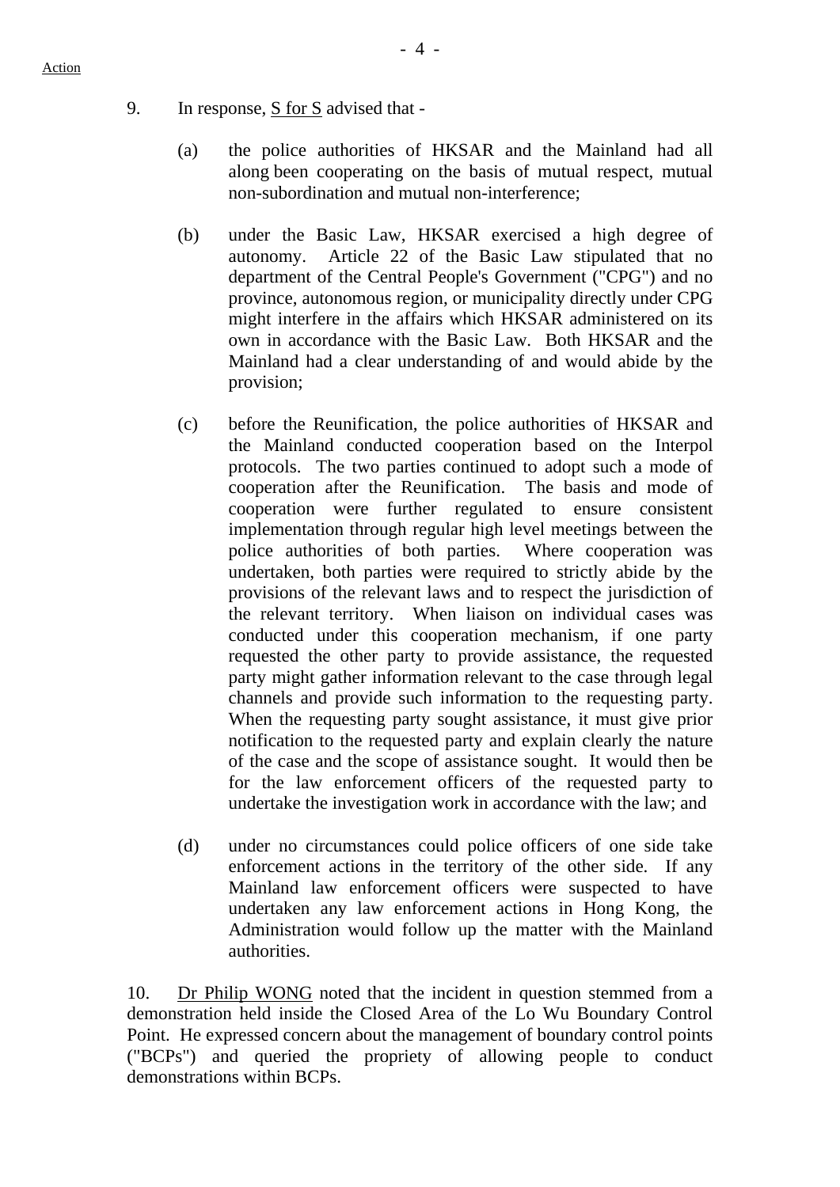9. In response, S for S advised that -

   (a) the police authorities of HKSAR and the Mainland had all along been cooperating on the basis of mutual respect, mutual non-subordination and mutual non-interference;

   (b) under the Basic Law, HKSAR exercised a high degree of autonomy. Article 22 of the Basic Law stipulated that no department of the Central People's Government ("CPG") and no province, autonomous region, or municipality directly under CPG might interfere in the affairs which HKSAR administered on its own in accordance with the Basic Law. Both HKSAR and the Mainland had a clear understanding of and would abide by the provision;

   (c) before the Reunification, the police authorities of HKSAR and the Mainland conducted cooperation based on the Interpol protocols. The two parties continued to adopt such a mode of cooperation after the Reunification. The basis and mode of cooperation were further regulated to ensure consistent implementation through regular high level meetings between the police authorities of both parties. Where cooperation was undertaken, both parties were required to strictly abide by the provisions of the relevant laws and to respect the jurisdiction of the relevant territory. When liaison on individual cases was conducted under this cooperation mechanism, if one party requested the other party to provide assistance, the requested party might gather information relevant to the case through legal channels and provide such information to the requesting party. When the requesting party sought assistance, it must give prior notification to the requested party and explain clearly the nature of the case and the scope of assistance sought. It would then be for the law enforcement officers of the requested party to undertake the investigation work in accordance with the law; and

   (d) under no circumstances could police officers of one side take enforcement actions in the territory of the other side. If any Mainland law enforcement officers were suspected to have undertaken any law enforcement actions in Hong Kong, the Administration would follow up the matter with the Mainland authorities.

10. Dr Philip WONG noted that the incident in question stemmed from a demonstration held inside the Closed Area of the Lo Wu Boundary Control Point. He expressed concern about the management of boundary control points ("BCPs") and queried the propriety of allowing people to conduct demonstrations within BCPs.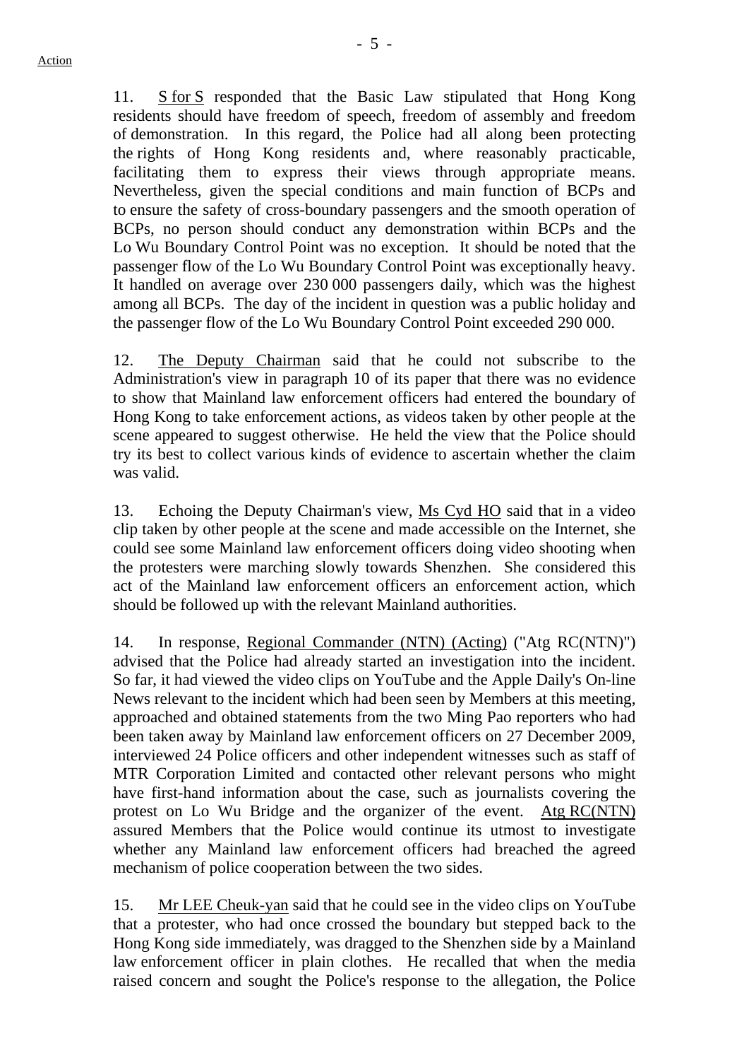11. <u>S for S</u> responded that the Basic Law stipulated that Hong Kong residents should have freedom of speech, freedom of assembly and freedom of demonstration. In this regard, the Police had all along been protecting the rights of Hong Kong residents and, where reasonably practicable, facilitating them to express their views through appropriate means. Nevertheless, given the special conditions and main function of BCPs and to ensure the safety of cross-boundary passengers and the smooth operation of BCPs, no person should conduct any demonstration within BCPs and the Lo Wu Boundary Control Point was no exception. It should be noted that the passenger flow of the Lo Wu Boundary Control Point was exceptionally heavy. It handled on average over 230 000 passengers daily, which was the highest among all BCPs. The day of the incident in question was a public holiday and the passenger flow of the Lo Wu Boundary Control Point exceeded 290 000.

12. <u>The Deputy Chairman</u> said that he could not subscribe to the Administration's view in paragraph 10 of its paper that there was no evidence to show that Mainland law enforcement officers had entered the boundary of Hong Kong to take enforcement actions, as videos taken by other people at the scene appeared to suggest otherwise. He held the view that the Police should try its best to collect various kinds of evidence to ascertain whether the claim was valid.

13. Echoing the Deputy Chairman's view, <u>Ms Cyd HO</u> said that in a video clip taken by other people at the scene and made accessible on the Internet, she could see some Mainland law enforcement officers doing video shooting when the protesters were marching slowly towards Shenzhen. She considered this act of the Mainland law enforcement officers an enforcement action, which should be followed up with the relevant Mainland authorities.

14. In response, <u>Regional Commander (NTN) (Acting)</u> ("Atg RC(NTN)") advised that the Police had already started an investigation into the incident. So far, it had viewed the video clips on YouTube and the Apple Daily's On-line News relevant to the incident which had been seen by Members at this meeting, approached and obtained statements from the two Ming Pao reporters who had been taken away by Mainland law enforcement officers on 27 December 2009, interviewed 24 Police officers and other independent witnesses such as staff of MTR Corporation Limited and contacted other relevant persons who might have first-hand information about the case, such as journalists covering the protest on Lo Wu Bridge and the organizer of the event. <u>Atg RC(NTN)</u> assured Members that the Police would continue its utmost to investigate whether any Mainland law enforcement officers had breached the agreed mechanism of police cooperation between the two sides.

15. <u>Mr LEE Cheuk-yan</u> said that he could see in the video clips on YouTube that a protester, who had once crossed the boundary but stepped back to the Hong Kong side immediately, was dragged to the Shenzhen side by a Mainland law enforcement officer in plain clothes. He recalled that when the media raised concern and sought the Police's response to the allegation, the Police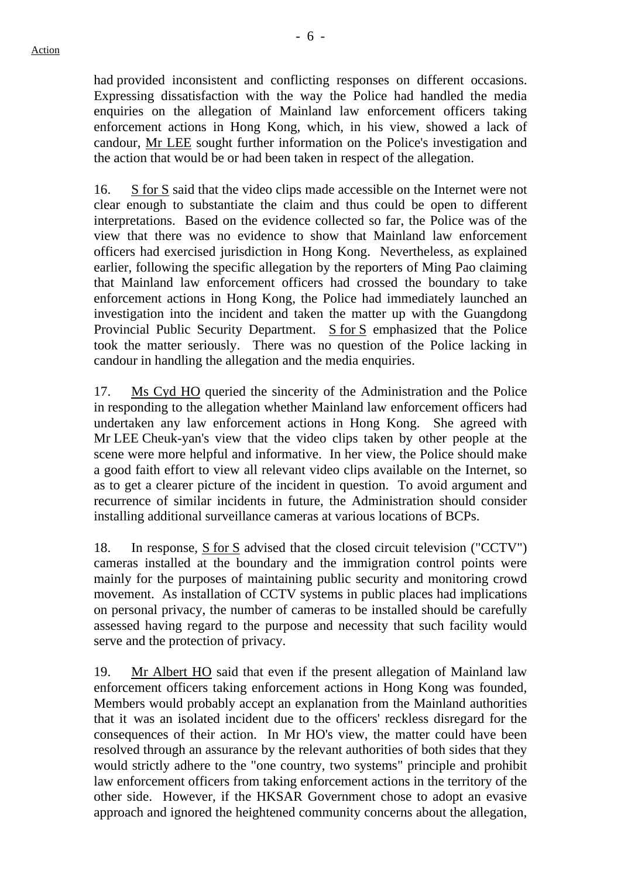had provided inconsistent and conflicting responses on different occasions. Expressing dissatisfaction with the way the Police had handled the media enquiries on the allegation of Mainland law enforcement officers taking enforcement actions in Hong Kong, which, in his view, showed a lack of candour, Mr LEE sought further information on the Police's investigation and the action that would be or had been taken in respect of the allegation.

16. S for S said that the video clips made accessible on the Internet were not clear enough to substantiate the claim and thus could be open to different interpretations. Based on the evidence collected so far, the Police was of the view that there was no evidence to show that Mainland law enforcement officers had exercised jurisdiction in Hong Kong. Nevertheless, as explained earlier, following the specific allegation by the reporters of Ming Pao claiming that Mainland law enforcement officers had crossed the boundary to take enforcement actions in Hong Kong, the Police had immediately launched an investigation into the incident and taken the matter up with the Guangdong Provincial Public Security Department. S for S emphasized that the Police took the matter seriously. There was no question of the Police lacking in candour in handling the allegation and the media enquiries.

17. Ms Cyd HO queried the sincerity of the Administration and the Police in responding to the allegation whether Mainland law enforcement officers had undertaken any law enforcement actions in Hong Kong. She agreed with Mr LEE Cheuk-yan's view that the video clips taken by other people at the scene were more helpful and informative. In her view, the Police should make a good faith effort to view all relevant video clips available on the Internet, so as to get a clearer picture of the incident in question. To avoid argument and recurrence of similar incidents in future, the Administration should consider installing additional surveillance cameras at various locations of BCPs.

18. In response, S for S advised that the closed circuit television ("CCTV") cameras installed at the boundary and the immigration control points were mainly for the purposes of maintaining public security and monitoring crowd movement. As installation of CCTV systems in public places had implications on personal privacy, the number of cameras to be installed should be carefully assessed having regard to the purpose and necessity that such facility would serve and the protection of privacy.

19. Mr Albert HO said that even if the present allegation of Mainland law enforcement officers taking enforcement actions in Hong Kong was founded, Members would probably accept an explanation from the Mainland authorities that it was an isolated incident due to the officers' reckless disregard for the consequences of their action. In Mr HO's view, the matter could have been resolved through an assurance by the relevant authorities of both sides that they would strictly adhere to the "one country, two systems" principle and prohibit law enforcement officers from taking enforcement actions in the territory of the other side. However, if the HKSAR Government chose to adopt an evasive approach and ignored the heightened community concerns about the allegation,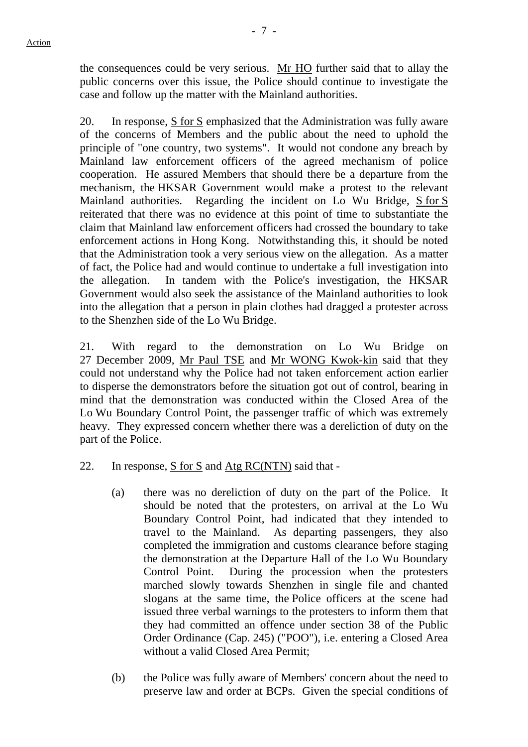the consequences could be very serious. Mr HO further said that to allay the public concerns over this issue, the Police should continue to investigate the case and follow up the matter with the Mainland authorities.

20. In response, S for S emphasized that the Administration was fully aware of the concerns of Members and the public about the need to uphold the principle of "one country, two systems". It would not condone any breach by Mainland law enforcement officers of the agreed mechanism of police cooperation. He assured Members that should there be a departure from the mechanism, the HKSAR Government would make a protest to the relevant Mainland authorities. Regarding the incident on Lo Wu Bridge, S for S reiterated that there was no evidence at this point of time to substantiate the claim that Mainland law enforcement officers had crossed the boundary to take enforcement actions in Hong Kong. Notwithstanding this, it should be noted that the Administration took a very serious view on the allegation. As a matter of fact, the Police had and would continue to undertake a full investigation into the allegation. In tandem with the Police's investigation, the HKSAR Government would also seek the assistance of the Mainland authorities to look into the allegation that a person in plain clothes had dragged a protester across to the Shenzhen side of the Lo Wu Bridge.

21. With regard to the demonstration on Lo Wu Bridge on 27 December 2009, Mr Paul TSE and Mr WONG Kwok-kin said that they could not understand why the Police had not taken enforcement action earlier to disperse the demonstrators before the situation got out of control, bearing in mind that the demonstration was conducted within the Closed Area of the Lo Wu Boundary Control Point, the passenger traffic of which was extremely heavy. They expressed concern whether there was a dereliction of duty on the part of the Police.

22. In response, S for S and Atg RC(NTN) said that -

(a) there was no dereliction of duty on the part of the Police. It should be noted that the protesters, on arrival at the Lo Wu Boundary Control Point, had indicated that they intended to travel to the Mainland. As departing passengers, they also completed the immigration and customs clearance before staging the demonstration at the Departure Hall of the Lo Wu Boundary Control Point. During the procession when the protesters marched slowly towards Shenzhen in single file and chanted slogans at the same time, the Police officers at the scene had issued three verbal warnings to the protesters to inform them that they had committed an offence under section 38 of the Public Order Ordinance (Cap. 245) ("POO"), i.e. entering a Closed Area without a valid Closed Area Permit;

(b) the Police was fully aware of Members' concern about the need to preserve law and order at BCPs. Given the special conditions of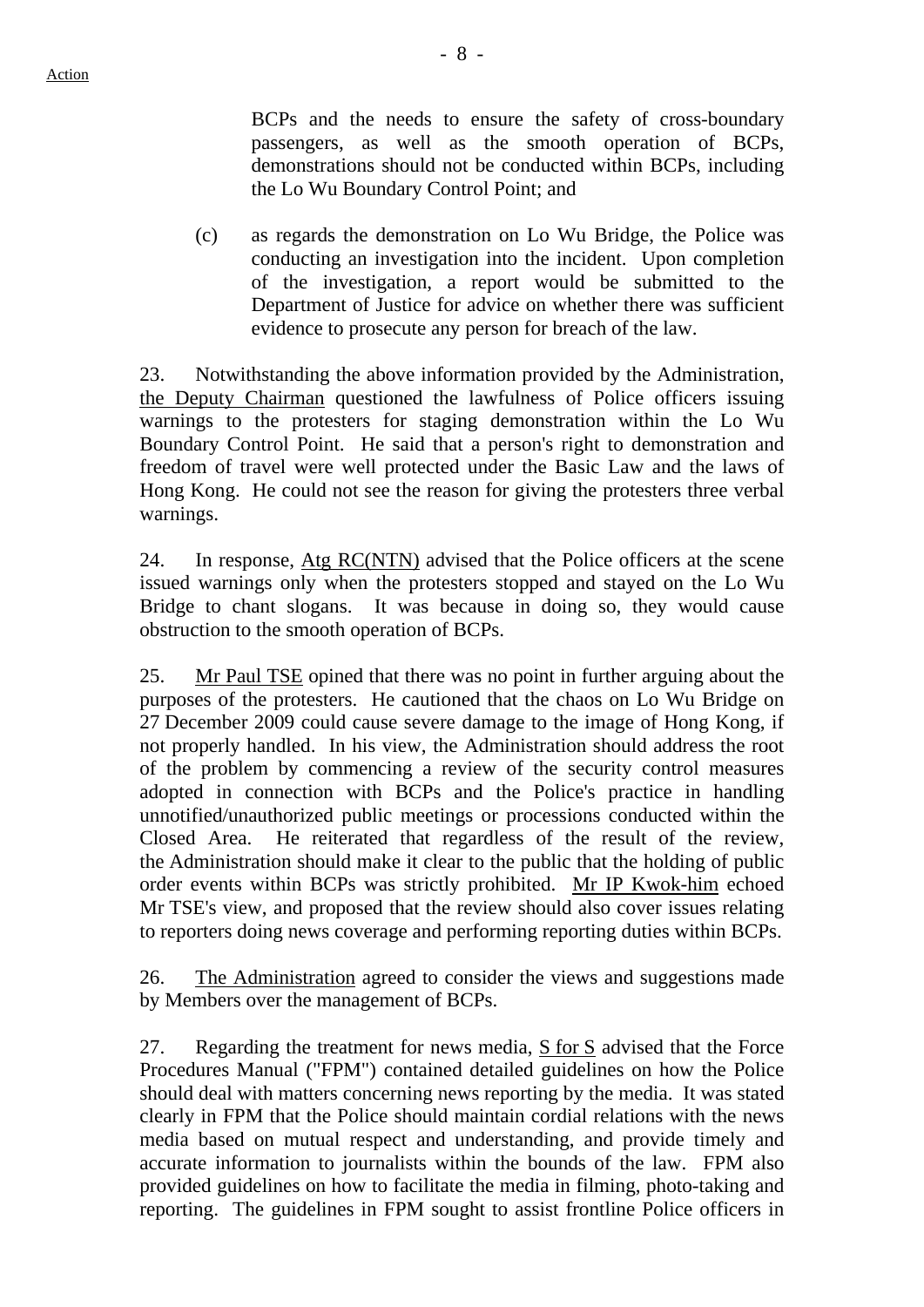BCPs and the needs to ensure the safety of cross-boundary passengers, as well as the smooth operation of BCPs, demonstrations should not be conducted within BCPs, including the Lo Wu Boundary Control Point; and

(c) as regards the demonstration on Lo Wu Bridge, the Police was conducting an investigation into the incident. Upon completion of the investigation, a report would be submitted to the Department of Justice for advice on whether there was sufficient evidence to prosecute any person for breach of the law.

23. Notwithstanding the above information provided by the Administration, the Deputy Chairman questioned the lawfulness of Police officers issuing warnings to the protesters for staging demonstration within the Lo Wu Boundary Control Point. He said that a person's right to demonstration and freedom of travel were well protected under the Basic Law and the laws of Hong Kong. He could not see the reason for giving the protesters three verbal warnings.

24. In response, Atg RC(NTN) advised that the Police officers at the scene issued warnings only when the protesters stopped and stayed on the Lo Wu Bridge to chant slogans. It was because in doing so, they would cause obstruction to the smooth operation of BCPs.

25. Mr Paul TSE opined that there was no point in further arguing about the purposes of the protesters. He cautioned that the chaos on Lo Wu Bridge on 27 December 2009 could cause severe damage to the image of Hong Kong, if not properly handled. In his view, the Administration should address the root of the problem by commencing a review of the security control measures adopted in connection with BCPs and the Police's practice in handling unnotified/unauthorized public meetings or processions conducted within the Closed Area. He reiterated that regardless of the result of the review, the Administration should make it clear to the public that the holding of public order events within BCPs was strictly prohibited. Mr IP Kwok-him echoed Mr TSE's view, and proposed that the review should also cover issues relating to reporters doing news coverage and performing reporting duties within BCPs.

26. The Administration agreed to consider the views and suggestions made by Members over the management of BCPs.

27. Regarding the treatment for news media, S for S advised that the Force Procedures Manual ("FPM") contained detailed guidelines on how the Police should deal with matters concerning news reporting by the media. It was stated clearly in FPM that the Police should maintain cordial relations with the news media based on mutual respect and understanding, and provide timely and accurate information to journalists within the bounds of the law. FPM also provided guidelines on how to facilitate the media in filming, photo-taking and reporting. The guidelines in FPM sought to assist frontline Police officers in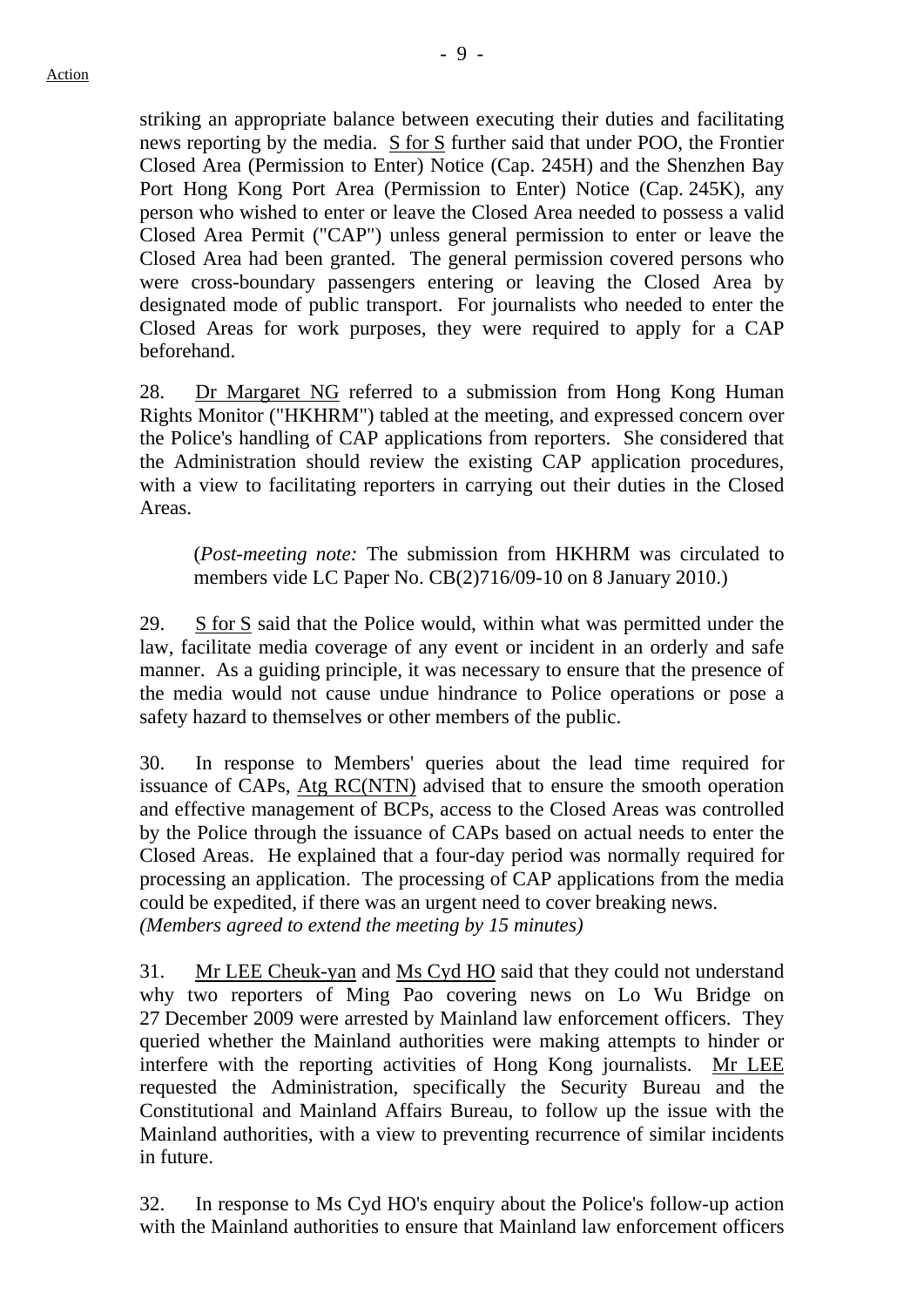striking an appropriate balance between executing their duties and facilitating news reporting by the media. S for S further said that under POO, the Frontier Closed Area (Permission to Enter) Notice (Cap. 245H) and the Shenzhen Bay Port Hong Kong Port Area (Permission to Enter) Notice (Cap. 245K), any person who wished to enter or leave the Closed Area needed to possess a valid Closed Area Permit ("CAP") unless general permission to enter or leave the Closed Area had been granted. The general permission covered persons who were cross-boundary passengers entering or leaving the Closed Area by designated mode of public transport. For journalists who needed to enter the Closed Areas for work purposes, they were required to apply for a CAP beforehand.

28. Dr Margaret NG referred to a submission from Hong Kong Human Rights Monitor ("HKHRM") tabled at the meeting, and expressed concern over the Police's handling of CAP applications from reporters. She considered that the Administration should review the existing CAP application procedures, with a view to facilitating reporters in carrying out their duties in the Closed Areas.

(*Post-meeting note:* The submission from HKHRM was circulated to members vide LC Paper No. CB(2)716/09-10 on 8 January 2010.)

29. S for S said that the Police would, within what was permitted under the law, facilitate media coverage of any event or incident in an orderly and safe manner. As a guiding principle, it was necessary to ensure that the presence of the media would not cause undue hindrance to Police operations or pose a safety hazard to themselves or other members of the public.

30. In response to Members' queries about the lead time required for issuance of CAPs, Atg RC(NTN) advised that to ensure the smooth operation and effective management of BCPs, access to the Closed Areas was controlled by the Police through the issuance of CAPs based on actual needs to enter the Closed Areas. He explained that a four-day period was normally required for processing an application. The processing of CAP applications from the media could be expedited, if there was an urgent need to cover breaking news.
*(Members agreed to extend the meeting by 15 minutes)*

31. Mr LEE Cheuk-yan and Ms Cyd HO said that they could not understand why two reporters of Ming Pao covering news on Lo Wu Bridge on 27 December 2009 were arrested by Mainland law enforcement officers. They queried whether the Mainland authorities were making attempts to hinder or interfere with the reporting activities of Hong Kong journalists. Mr LEE requested the Administration, specifically the Security Bureau and the Constitutional and Mainland Affairs Bureau, to follow up the issue with the Mainland authorities, with a view to preventing recurrence of similar incidents in future.

32. In response to Ms Cyd HO's enquiry about the Police's follow-up action with the Mainland authorities to ensure that Mainland law enforcement officers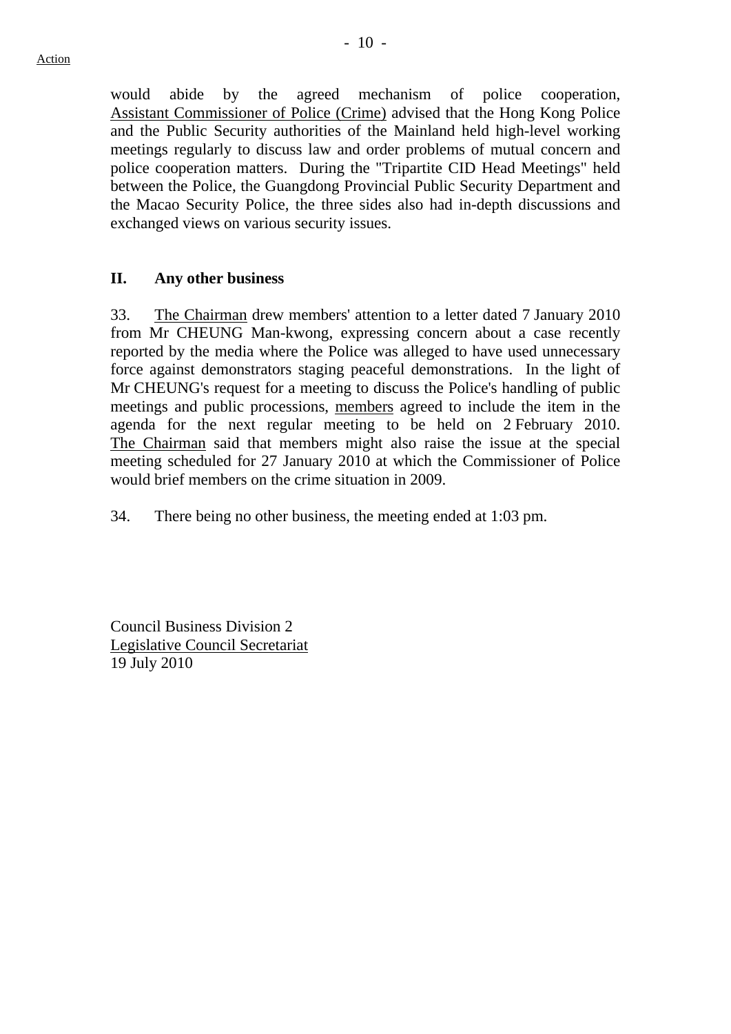would abide by the agreed mechanism of police cooperation, Assistant Commissioner of Police (Crime) advised that the Hong Kong Police and the Public Security authorities of the Mainland held high-level working meetings regularly to discuss law and order problems of mutual concern and police cooperation matters. During the "Tripartite CID Head Meetings" held between the Police, the Guangdong Provincial Public Security Department and the Macao Security Police, the three sides also had in-depth discussions and exchanged views on various security issues.

## II. Any other business

33. The Chairman drew members' attention to a letter dated 7 January 2010 from Mr CHEUNG Man-kwong, expressing concern about a case recently reported by the media where the Police was alleged to have used unnecessary force against demonstrators staging peaceful demonstrations. In the light of Mr CHEUNG's request for a meeting to discuss the Police's handling of public meetings and public processions, members agreed to include the item in the agenda for the next regular meeting to be held on 2 February 2010. The Chairman said that members might also raise the issue at the special meeting scheduled for 27 January 2010 at which the Commissioner of Police would brief members on the crime situation in 2009.

34. There being no other business, the meeting ended at 1:03 pm.

Council Business Division 2
Legislative Council Secretariat
19 July 2010